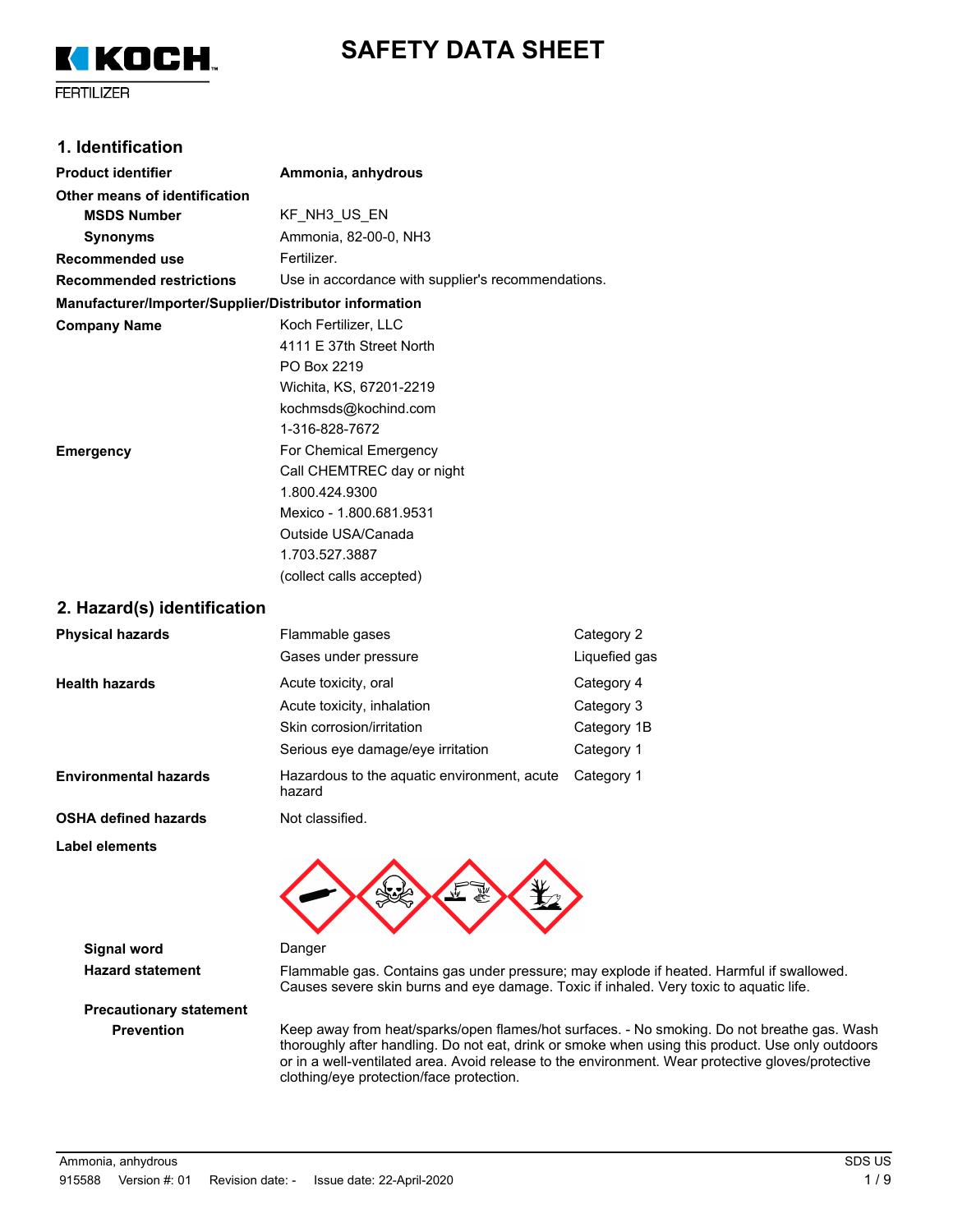KOCH FERTILIZER

# SAFETY DATA SHEET

## 1. Identification

| | |
|---|---|
| **Product identifier** | **Ammonia, anhydrous** |
| **Other means of identification** | |
| **MSDS Number** | KF_NH3_US_EN |
| **Synonyms** | Ammonia, 82-00-0, NH3 |
| **Recommended use** | Fertilizer. |
| **Recommended restrictions** | Use in accordance with supplier's recommendations. |

**Manufacturer/Importer/Supplier/Distributor information**

| | |
|---|---|
| **Company Name** | Koch Fertilizer, LLC<br>4111 E 37th Street North<br>PO Box 2219<br>Wichita, KS, 67201-2219<br>kochmsds@kochind.com<br>1-316-828-7672 |
| **Emergency** | For Chemical Emergency<br>Call CHEMTREC day or night<br>1.800.424.9300<br>Mexico - 1.800.681.9531<br>Outside USA/Canada<br>1.703.527.3887<br>(collect calls accepted) |

## 2. Hazard(s) identification

| | | |
|---|---|---|
| **Physical hazards** | Flammable gases | Category 2 |
| | Gases under pressure | Liquefied gas |
| **Health hazards** | Acute toxicity, oral | Category 4 |
| | Acute toxicity, inhalation | Category 3 |
| | Skin corrosion/irritation | Category 1B |
| | Serious eye damage/eye irritation | Category 1 |
| **Environmental hazards** | Hazardous to the aquatic environment, acute hazard | Category 1 |
| **OSHA defined hazards** | Not classified. | |

**Label elements**

**Signal word** Danger

**Hazard statement** Flammable gas. Contains gas under pressure; may explode if heated. Harmful if swallowed. Causes severe skin burns and eye damage. Toxic if inhaled. Very toxic to aquatic life.

**Precautionary statement**

**Prevention** Keep away from heat/sparks/open flames/hot surfaces. - No smoking. Do not breathe gas. Wash thoroughly after handling. Do not eat, drink or smoke when using this product. Use only outdoors or in a well-ventilated area. Avoid release to the environment. Wear protective gloves/protective clothing/eye protection/face protection.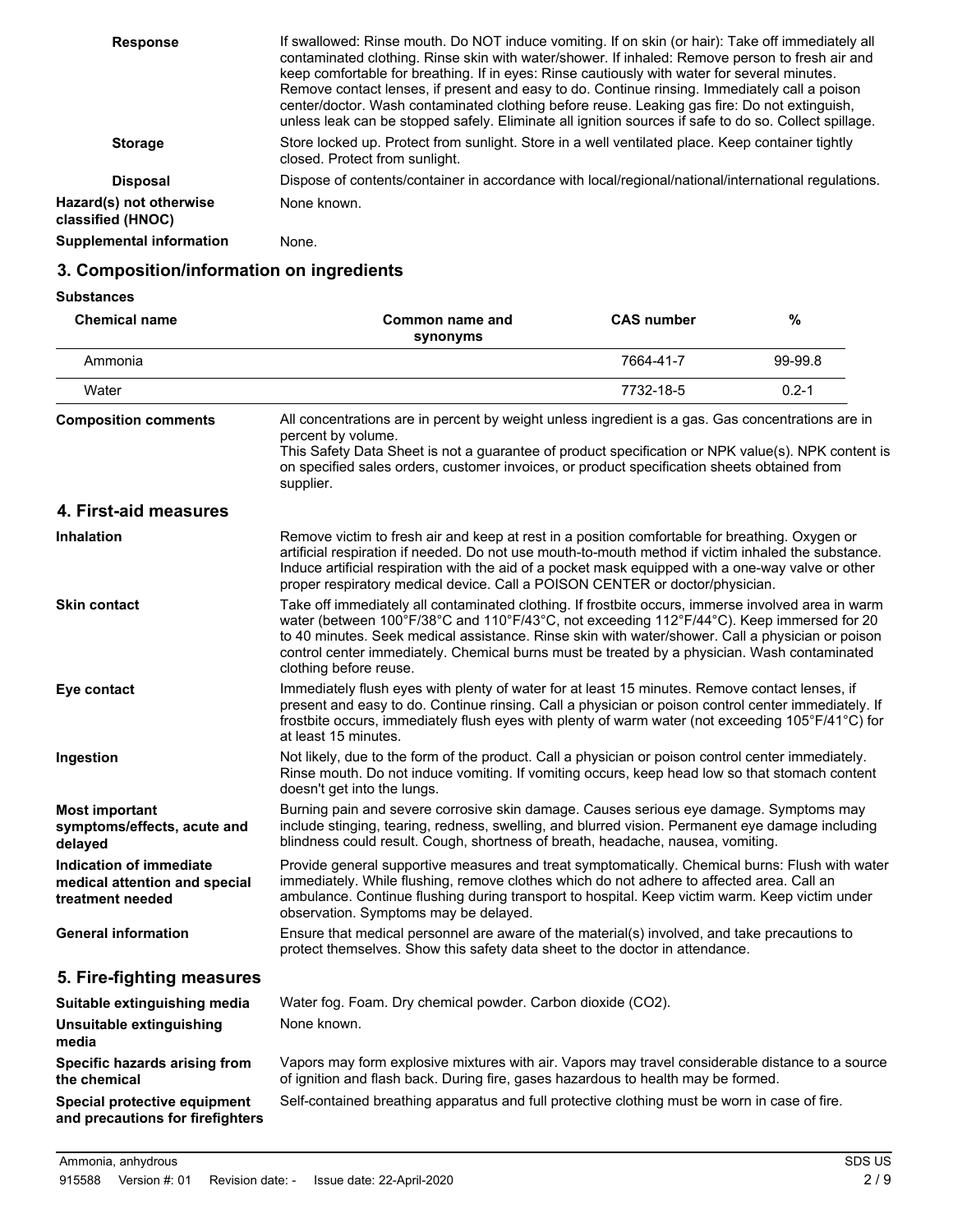**Response** If swallowed: Rinse mouth. Do NOT induce vomiting. If on skin (or hair): Take off immediately all contaminated clothing. Rinse skin with water/shower. If inhaled: Remove person to fresh air and keep comfortable for breathing. If in eyes: Rinse cautiously with water for several minutes. Remove contact lenses, if present and easy to do. Continue rinsing. Immediately call a poison center/doctor. Wash contaminated clothing before reuse. Leaking gas fire: Do not extinguish, unless leak can be stopped safely. Eliminate all ignition sources if safe to do so. Collect spillage.

**Storage** Store locked up. Protect from sunlight. Store in a well ventilated place. Keep container tightly closed. Protect from sunlight.

**Disposal** Dispose of contents/container in accordance with local/regional/national/international regulations.

**Hazard(s) not otherwise classified (HNOC)** None known.

**Supplemental information** None.

## 3. Composition/information on ingredients

**Substances**

| Chemical name | Common name and synonyms | CAS number | % |
|---|---|---|---|
| Ammonia | | 7664-41-7 | 99-99.8 |
| Water | | 7732-18-5 | 0.2-1 |

**Composition comments** All concentrations are in percent by weight unless ingredient is a gas. Gas concentrations are in percent by volume.
This Safety Data Sheet is not a guarantee of product specification or NPK value(s). NPK content is on specified sales orders, customer invoices, or product specification sheets obtained from supplier.

## 4. First-aid measures

**Inhalation** Remove victim to fresh air and keep at rest in a position comfortable for breathing. Oxygen or artificial respiration if needed. Do not use mouth-to-mouth method if victim inhaled the substance. Induce artificial respiration with the aid of a pocket mask equipped with a one-way valve or other proper respiratory medical device. Call a POISON CENTER or doctor/physician.

**Skin contact** Take off immediately all contaminated clothing. If frostbite occurs, immerse involved area in warm water (between 100°F/38°C and 110°F/43°C, not exceeding 112°F/44°C). Keep immersed for 20 to 40 minutes. Seek medical assistance. Rinse skin with water/shower. Call a physician or poison control center immediately. Chemical burns must be treated by a physician. Wash contaminated clothing before reuse.

**Eye contact** Immediately flush eyes with plenty of water for at least 15 minutes. Remove contact lenses, if present and easy to do. Continue rinsing. Call a physician or poison control center immediately. If frostbite occurs, immediately flush eyes with plenty of warm water (not exceeding 105°F/41°C) for at least 15 minutes.

**Ingestion** Not likely, due to the form of the product. Call a physician or poison control center immediately. Rinse mouth. Do not induce vomiting. If vomiting occurs, keep head low so that stomach content doesn't get into the lungs.

**Most important symptoms/effects, acute and delayed** Burning pain and severe corrosive skin damage. Causes serious eye damage. Symptoms may include stinging, tearing, redness, swelling, and blurred vision. Permanent eye damage including blindness could result. Cough, shortness of breath, headache, nausea, vomiting.

**Indication of immediate medical attention and special treatment needed** Provide general supportive measures and treat symptomatically. Chemical burns: Flush with water immediately. While flushing, remove clothes which do not adhere to affected area. Call an ambulance. Continue flushing during transport to hospital. Keep victim warm. Keep victim under observation. Symptoms may be delayed.

**General information** Ensure that medical personnel are aware of the material(s) involved, and take precautions to protect themselves. Show this safety data sheet to the doctor in attendance.

## 5. Fire-fighting measures

**Suitable extinguishing media** Water fog. Foam. Dry chemical powder. Carbon dioxide ($CO_2$).

**Unsuitable extinguishing media** None known.

**Specific hazards arising from the chemical** Vapors may form explosive mixtures with air. Vapors may travel considerable distance to a source of ignition and flash back. During fire, gases hazardous to health may be formed.

**Special protective equipment and precautions for firefighters** Self-contained breathing apparatus and full protective clothing must be worn in case of fire.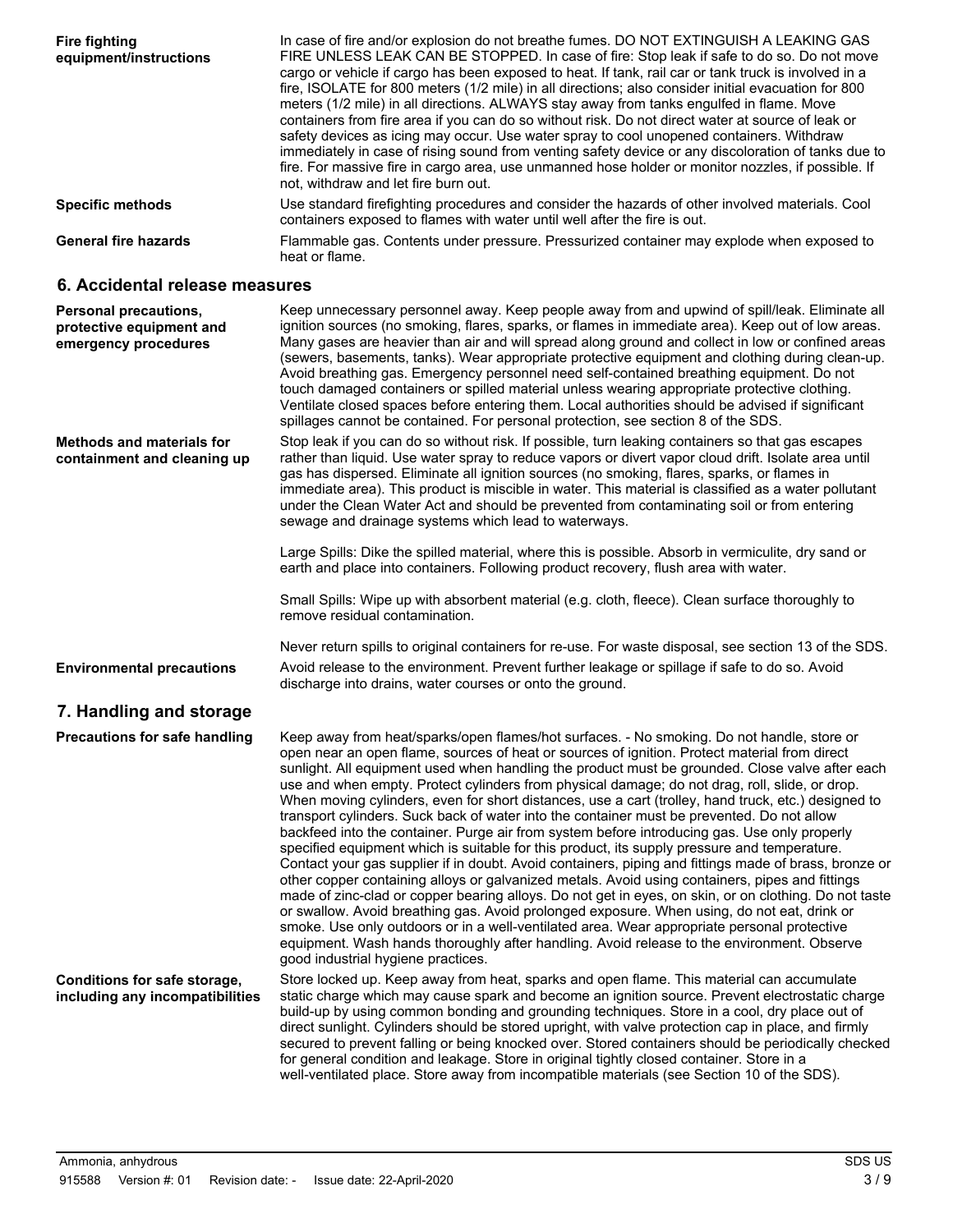**Fire fighting equipment/instructions**

In case of fire and/or explosion do not breathe fumes. DO NOT EXTINGUISH A LEAKING GAS FIRE UNLESS LEAK CAN BE STOPPED. In case of fire: Stop leak if safe to do so. Do not move cargo or vehicle if cargo has been exposed to heat. If tank, rail car or tank truck is involved in a fire, ISOLATE for 800 meters (1/2 mile) in all directions; also consider initial evacuation for 800 meters (1/2 mile) in all directions. ALWAYS stay away from tanks engulfed in flame. Move containers from fire area if you can do so without risk. Do not direct water at source of leak or safety devices as icing may occur. Use water spray to cool unopened containers. Withdraw immediately in case of rising sound from venting safety device or any discoloration of tanks due to fire. For massive fire in cargo area, use unmanned hose holder or monitor nozzles, if possible. If not, withdraw and let fire burn out.

**Specific methods**

Use standard firefighting procedures and consider the hazards of other involved materials. Cool containers exposed to flames with water until well after the fire is out.

**General fire hazards**

Flammable gas. Contents under pressure. Pressurized container may explode when exposed to heat or flame.

## 6. Accidental release measures

**Personal precautions, protective equipment and emergency procedures**

Keep unnecessary personnel away. Keep people away from and upwind of spill/leak. Eliminate all ignition sources (no smoking, flares, sparks, or flames in immediate area). Keep out of low areas. Many gases are heavier than air and will spread along ground and collect in low or confined areas (sewers, basements, tanks). Wear appropriate protective equipment and clothing during clean-up. Avoid breathing gas. Emergency personnel need self-contained breathing equipment. Do not touch damaged containers or spilled material unless wearing appropriate protective clothing. Ventilate closed spaces before entering them. Local authorities should be advised if significant spillages cannot be contained. For personal protection, see section 8 of the SDS.

**Methods and materials for containment and cleaning up**

Stop leak if you can do so without risk. If possible, turn leaking containers so that gas escapes rather than liquid. Use water spray to reduce vapors or divert vapor cloud drift. Isolate area until gas has dispersed. Eliminate all ignition sources (no smoking, flares, sparks, or flames in immediate area). This product is miscible in water. This material is classified as a water pollutant under the Clean Water Act and should be prevented from contaminating soil or from entering sewage and drainage systems which lead to waterways.

Large Spills: Dike the spilled material, where this is possible. Absorb in vermiculite, dry sand or earth and place into containers. Following product recovery, flush area with water.

Small Spills: Wipe up with absorbent material (e.g. cloth, fleece). Clean surface thoroughly to remove residual contamination.

Never return spills to original containers for re-use. For waste disposal, see section 13 of the SDS.

**Environmental precautions**

Avoid release to the environment. Prevent further leakage or spillage if safe to do so. Avoid discharge into drains, water courses or onto the ground.

## 7. Handling and storage

**Precautions for safe handling**

Keep away from heat/sparks/open flames/hot surfaces. - No smoking. Do not handle, store or open near an open flame, sources of heat or sources of ignition. Protect material from direct sunlight. All equipment used when handling the product must be grounded. Close valve after each use and when empty. Protect cylinders from physical damage; do not drag, roll, slide, or drop. When moving cylinders, even for short distances, use a cart (trolley, hand truck, etc.) designed to transport cylinders. Suck back of water into the container must be prevented. Do not allow backfeed into the container. Purge air from system before introducing gas. Use only properly specified equipment which is suitable for this product, its supply pressure and temperature. Contact your gas supplier if in doubt. Avoid containers, piping and fittings made of brass, bronze or other copper containing alloys or galvanized metals. Avoid using containers, pipes and fittings made of zinc-clad or copper bearing alloys. Do not get in eyes, on skin, or on clothing. Do not taste or swallow. Avoid breathing gas. Avoid prolonged exposure. When using, do not eat, drink or smoke. Use only outdoors or in a well-ventilated area. Wear appropriate personal protective equipment. Wash hands thoroughly after handling. Avoid release to the environment. Observe good industrial hygiene practices.

**Conditions for safe storage, including any incompatibilities**

Store locked up. Keep away from heat, sparks and open flame. This material can accumulate static charge which may cause spark and become an ignition source. Prevent electrostatic charge build-up by using common bonding and grounding techniques. Store in a cool, dry place out of direct sunlight. Cylinders should be stored upright, with valve protection cap in place, and firmly secured to prevent falling or being knocked over. Stored containers should be periodically checked for general condition and leakage. Store in original tightly closed container. Store in a well-ventilated place. Store away from incompatible materials (see Section 10 of the SDS).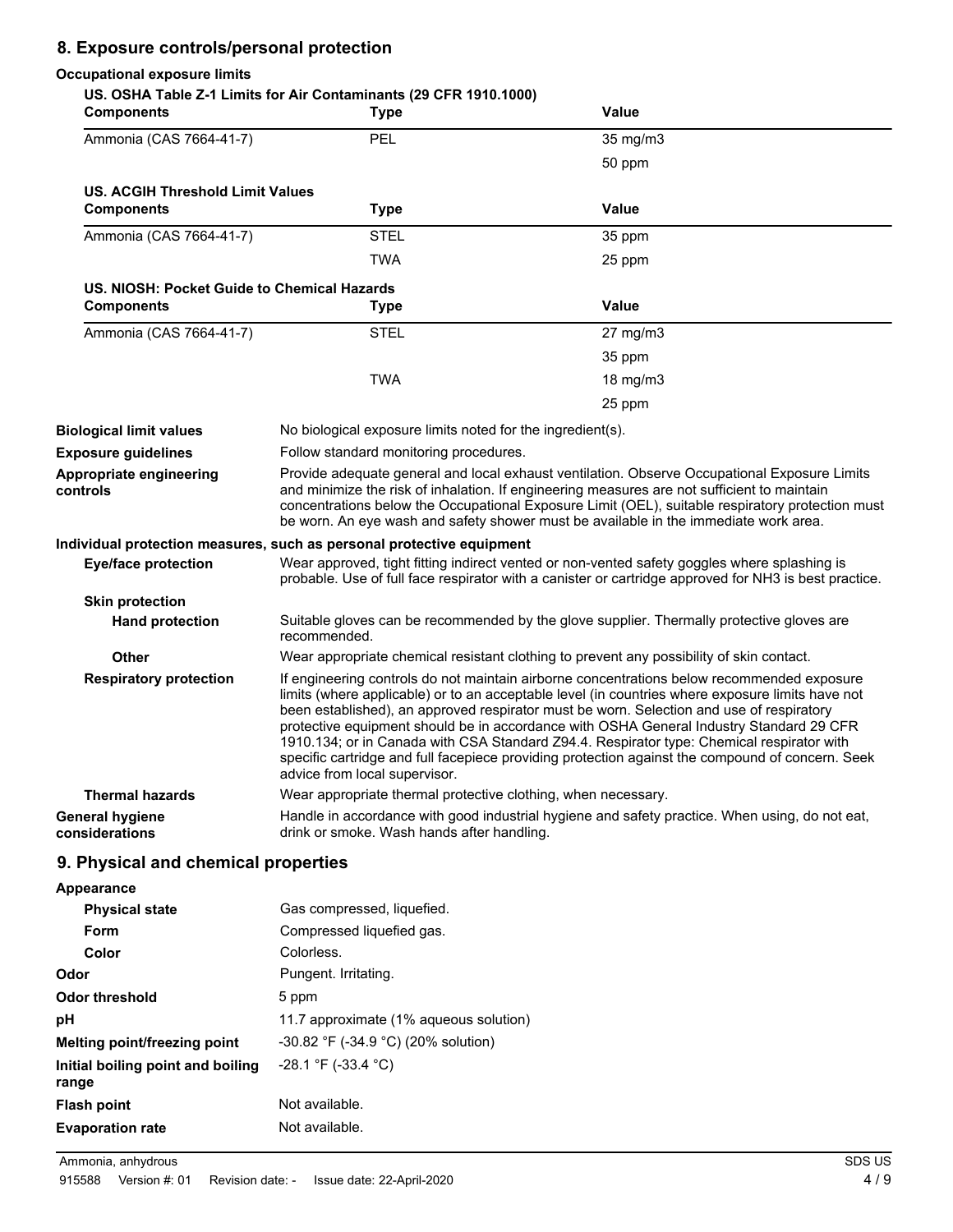## 8. Exposure controls/personal protection

**Occupational exposure limits**

**US. OSHA Table Z-1 Limits for Air Contaminants (29 CFR 1910.1000)**

| Components | Type | Value |
|---|---|---|
| Ammonia (CAS 7664-41-7) | PEL | 35 mg/m3 |
| | | 50 ppm |

**US. ACGIH Threshold Limit Values**

| Components | Type | Value |
|---|---|---|
| Ammonia (CAS 7664-41-7) | STEL | 35 ppm |
| | TWA | 25 ppm |

**US. NIOSH: Pocket Guide to Chemical Hazards**

| Components | Type | Value |
|---|---|---|
| Ammonia (CAS 7664-41-7) | STEL | 27 mg/m3 |
| | | 35 ppm |
| | TWA | 18 mg/m3 |
| | | 25 ppm |

**Biological limit values** No biological exposure limits noted for the ingredient(s).

**Exposure guidelines** Follow standard monitoring procedures.

**Appropriate engineering controls** Provide adequate general and local exhaust ventilation. Observe Occupational Exposure Limits and minimize the risk of inhalation. If engineering measures are not sufficient to maintain concentrations below the Occupational Exposure Limit (OEL), suitable respiratory protection must be worn. An eye wash and safety shower must be available in the immediate work area.

**Individual protection measures, such as personal protective equipment**

**Eye/face protection** Wear approved, tight fitting indirect vented or non-vented safety goggles where splashing is probable. Use of full face respirator with a canister or cartridge approved for NH3 is best practice.

**Skin protection**

**Hand protection** Suitable gloves can be recommended by the glove supplier. Thermally protective gloves are recommended.

**Other** Wear appropriate chemical resistant clothing to prevent any possibility of skin contact.

**Respiratory protection** If engineering controls do not maintain airborne concentrations below recommended exposure limits (where applicable) or to an acceptable level (in countries where exposure limits have not been established), an approved respirator must be worn. Selection and use of respiratory protective equipment should be in accordance with OSHA General Industry Standard 29 CFR 1910.134; or in Canada with CSA Standard Z94.4. Respirator type: Chemical respirator with specific cartridge and full facepiece providing protection against the compound of concern. Seek advice from local supervisor.

**Thermal hazards** Wear appropriate thermal protective clothing, when necessary.

**General hygiene considerations** Handle in accordance with good industrial hygiene and safety practice. When using, do not eat, drink or smoke. Wash hands after handling.

## 9. Physical and chemical properties

**Appearance**

**Physical state** Gas compressed, liquefied.

**Form** Compressed liquefied gas.

**Color** Colorless.

**Odor** Pungent. Irritating.

**Odor threshold** 5 ppm

**pH** 11.7 approximate (1% aqueous solution)

**Melting point/freezing point** -30.82 °F (-34.9 °C) (20% solution)

**Initial boiling point and boiling range** -28.1 °F (-33.4 °C)

**Flash point** Not available.

**Evaporation rate** Not available.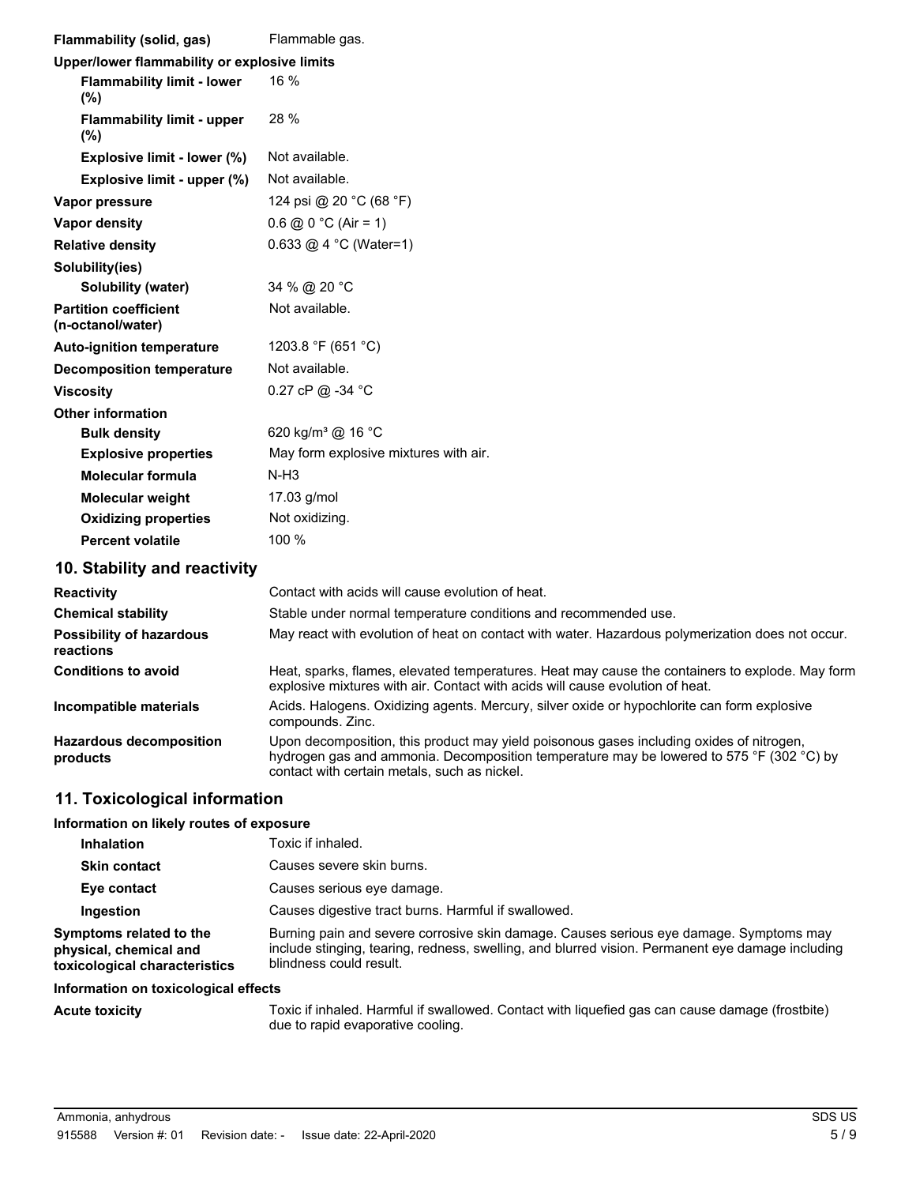| | |
|---|---|
| **Flammability (solid, gas)** | Flammable gas. |
| **Upper/lower flammability or explosive limits** | |
| **Flammability limit - lower (%)** | 16 % |
| **Flammability limit - upper (%)** | 28 % |
| **Explosive limit - lower (%)** | Not available. |
| **Explosive limit - upper (%)** | Not available. |
| **Vapor pressure** | 124 psi @ 20 °C (68 °F) |
| **Vapor density** | 0.6 @ 0 °C (Air = 1) |
| **Relative density** | 0.633 @ 4 °C (Water=1) |
| **Solubility(ies)** | |
| **Solubility (water)** | 34 % @ 20 °C |
| **Partition coefficient (n-octanol/water)** | Not available. |
| **Auto-ignition temperature** | 1203.8 °F (651 °C) |
| **Decomposition temperature** | Not available. |
| **Viscosity** | 0.27 cP @ -34 °C |
| **Other information** | |
| **Bulk density** | 620 kg/m³ @ 16 °C |
| **Explosive properties** | May form explosive mixtures with air. |
| **Molecular formula** | N-H3 |
| **Molecular weight** | 17.03 g/mol |
| **Oxidizing properties** | Not oxidizing. |
| **Percent volatile** | 100 % |

## 10. Stability and reactivity

| | |
|---|---|
| **Reactivity** | Contact with acids will cause evolution of heat. |
| **Chemical stability** | Stable under normal temperature conditions and recommended use. |
| **Possibility of hazardous reactions** | May react with evolution of heat on contact with water. Hazardous polymerization does not occur. |
| **Conditions to avoid** | Heat, sparks, flames, elevated temperatures. Heat may cause the containers to explode. May form explosive mixtures with air. Contact with acids will cause evolution of heat. |
| **Incompatible materials** | Acids. Halogens. Oxidizing agents. Mercury, silver oxide or hypochlorite can form explosive compounds. Zinc. |
| **Hazardous decomposition products** | Upon decomposition, this product may yield poisonous gases including oxides of nitrogen, hydrogen gas and ammonia. Decomposition temperature may be lowered to 575 °F (302 °C) by contact with certain metals, such as nickel. |

## 11. Toxicological information

**Information on likely routes of exposure**

| | |
|---|---|
| **Inhalation** | Toxic if inhaled. |
| **Skin contact** | Causes severe skin burns. |
| **Eye contact** | Causes serious eye damage. |
| **Ingestion** | Causes digestive tract burns. Harmful if swallowed. |
| **Symptoms related to the physical, chemical and toxicological characteristics** | Burning pain and severe corrosive skin damage. Causes serious eye damage. Symptoms may include stinging, tearing, redness, swelling, and blurred vision. Permanent eye damage including blindness could result. |

**Information on toxicological effects**

| | |
|---|---|
| **Acute toxicity** | Toxic if inhaled. Harmful if swallowed. Contact with liquefied gas can cause damage (frostbite) due to rapid evaporative cooling. |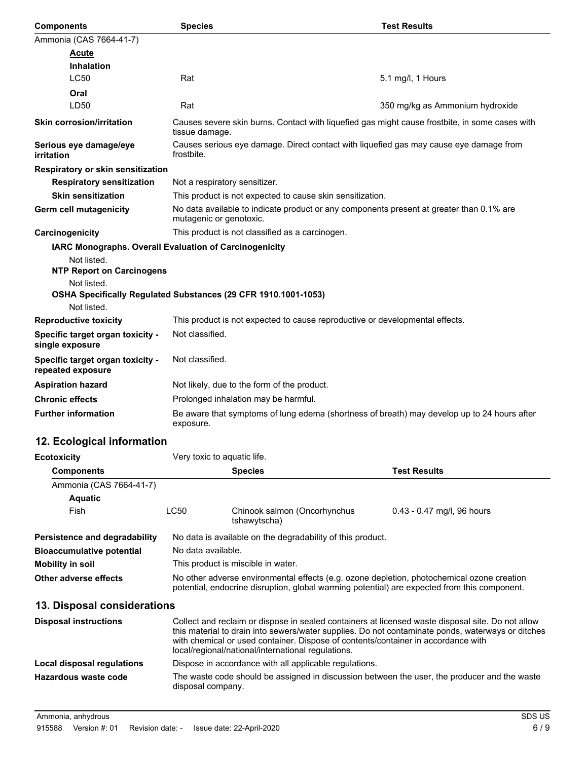| Components | Species | Test Results |
| --- | --- | --- |
| Ammonia (CAS 7664-41-7) | | |
| **Acute** | | |
| **Inhalation** | | |
| LC50 | Rat | 5.1 mg/l, 1 Hours |
| **Oral** | | |
| LD50 | Rat | 350 mg/kg as Ammonium hydroxide |

**Skin corrosion/irritation** Causes severe skin burns. Contact with liquefied gas might cause frostbite, in some cases with tissue damage.

**Serious eye damage/eye irritation** Causes serious eye damage. Direct contact with liquefied gas may cause eye damage from frostbite.

**Respiratory or skin sensitization**

**Respiratory sensitization** Not a respiratory sensitizer.

**Skin sensitization** This product is not expected to cause skin sensitization.

**Germ cell mutagenicity** No data available to indicate product or any components present at greater than 0.1% are mutagenic or genotoxic.

**Carcinogenicity** This product is not classified as a carcinogen.

**IARC Monographs. Overall Evaluation of Carcinogenicity**

Not listed.

**NTP Report on Carcinogens**

Not listed.

**OSHA Specifically Regulated Substances (29 CFR 1910.1001-1053)**

Not listed.

**Reproductive toxicity** This product is not expected to cause reproductive or developmental effects.

**Specific target organ toxicity - single exposure** Not classified.

**Specific target organ toxicity - repeated exposure** Not classified.

**Aspiration hazard** Not likely, due to the form of the product.

**Chronic effects** Prolonged inhalation may be harmful.

**Further information** Be aware that symptoms of lung edema (shortness of breath) may develop up to 24 hours after exposure.

## 12. Ecological information

**Ecotoxicity** Very toxic to aquatic life.

| Components | | Species | Test Results |
| --- | --- | --- | --- |
| Ammonia (CAS 7664-41-7) | | | |
| **Aquatic** | | | |
| Fish | LC50 | Chinook salmon (Oncorhynchus tshawytscha) | 0.43 - 0.47 mg/l, 96 hours |

**Persistence and degradability** No data is available on the degradability of this product.

**Bioaccumulative potential** No data available.

**Mobility in soil** This product is miscible in water.

**Other adverse effects** No other adverse environmental effects (e.g. ozone depletion, photochemical ozone creation potential, endocrine disruption, global warming potential) are expected from this component.

## 13. Disposal considerations

**Disposal instructions** Collect and reclaim or dispose in sealed containers at licensed waste disposal site. Do not allow this material to drain into sewers/water supplies. Do not contaminate ponds, waterways or ditches with chemical or used container. Dispose of contents/container in accordance with local/regional/national/international regulations.

**Local disposal regulations** Dispose in accordance with all applicable regulations.

**Hazardous waste code** The waste code should be assigned in discussion between the user, the producer and the waste disposal company.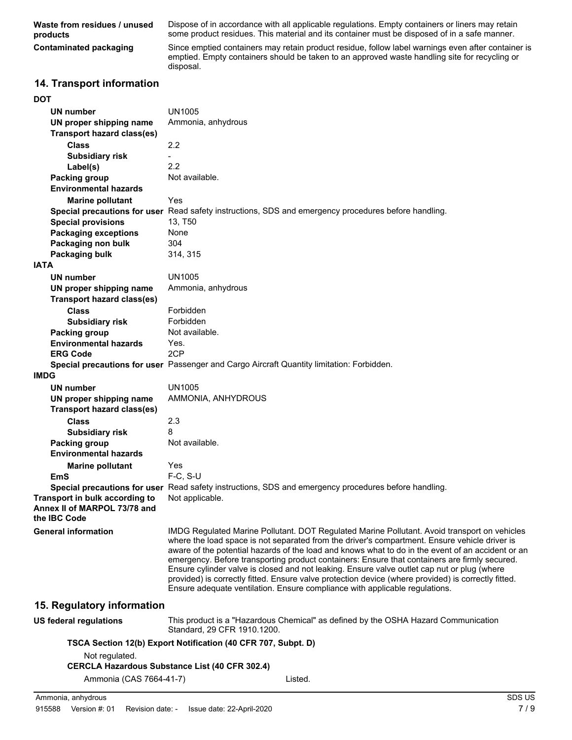**Waste from residues / unused products**
Dispose of in accordance with all applicable regulations. Empty containers or liners may retain some product residues. This material and its container must be disposed of in a safe manner.

**Contaminated packaging**
Since emptied containers may retain product residue, follow label warnings even after container is emptied. Empty containers should be taken to an approved waste handling site for recycling or disposal.

## 14. Transport information

**DOT**

| | |
|---|---|
| **UN number** | UN1005 |
| **UN proper shipping name** | Ammonia, anhydrous |
| **Transport hazard class(es)** | |
| **Class** | 2.2 |
| **Subsidiary risk** | - |
| **Label(s)** | 2.2 |
| **Packing group** | Not available. |
| **Environmental hazards** | |
| **Marine pollutant** | Yes |
| **Special precautions for user** | Read safety instructions, SDS and emergency procedures before handling. |
| **Special provisions** | 13, T50 |
| **Packaging exceptions** | None |
| **Packaging non bulk** | 304 |
| **Packaging bulk** | 314, 315 |

**IATA**

| | |
|---|---|
| **UN number** | UN1005 |
| **UN proper shipping name** | Ammonia, anhydrous |
| **Transport hazard class(es)** | |
| **Class** | Forbidden |
| **Subsidiary risk** | Forbidden |
| **Packing group** | Not available. |
| **Environmental hazards** | Yes. |
| **ERG Code** | 2CP |
| **Special precautions for user** | Passenger and Cargo Aircraft Quantity limitation: Forbidden. |

**IMDG**

| | |
|---|---|
| **UN number** | UN1005 |
| **UN proper shipping name** | AMMONIA, ANHYDROUS |
| **Transport hazard class(es)** | |
| **Class** | 2.3 |
| **Subsidiary risk** | 8 |
| **Packing group** | Not available. |
| **Environmental hazards** | |
| **Marine pollutant** | Yes |
| **EmS** | F-C, S-U |
| **Special precautions for user** | Read safety instructions, SDS and emergency procedures before handling. |

**Transport in bulk according to Annex II of MARPOL 73/78 and the IBC Code**
Not applicable.

**General information**
IMDG Regulated Marine Pollutant. DOT Regulated Marine Pollutant. Avoid transport on vehicles where the load space is not separated from the driver's compartment. Ensure vehicle driver is aware of the potential hazards of the load and knows what to do in the event of an accident or an emergency. Before transporting product containers: Ensure that containers are firmly secured. Ensure cylinder valve is closed and not leaking. Ensure valve outlet cap nut or plug (where provided) is correctly fitted. Ensure valve protection device (where provided) is correctly fitted. Ensure adequate ventilation. Ensure compliance with applicable regulations.

## 15. Regulatory information

**US federal regulations**
This product is a "Hazardous Chemical" as defined by the OSHA Hazard Communication Standard, 29 CFR 1910.1200.

**TSCA Section 12(b) Export Notification (40 CFR 707, Subpt. D)**

Not regulated.

**CERCLA Hazardous Substance List (40 CFR 302.4)**

| | |
|---|---|
| Ammonia (CAS 7664-41-7) | Listed. |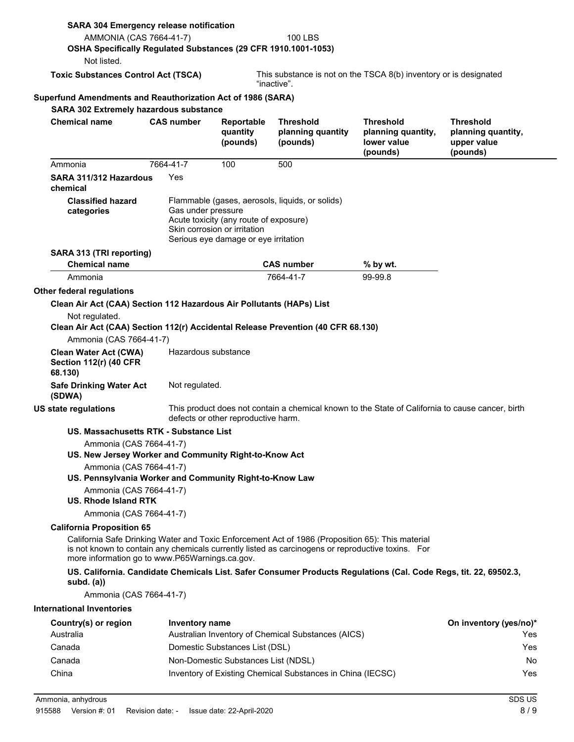**SARA 304 Emergency release notification**

| | |
|---|---|
| AMMONIA (CAS 7664-41-7) | 100 LBS |

**OSHA Specifically Regulated Substances (29 CFR 1910.1001-1053)**

Not listed.

**Toxic Substances Control Act (TSCA)** This substance is not on the TSCA 8(b) inventory or is designated "inactive".

**Superfund Amendments and Reauthorization Act of 1986 (SARA)**

**SARA 302 Extremely hazardous substance**

| Chemical name | CAS number | Reportable quantity (pounds) | Threshold planning quantity (pounds) | Threshold planning quantity, lower value (pounds) | Threshold planning quantity, upper value (pounds) |
|---|---|---|---|---|---|
| Ammonia | 7664-41-7 | 100 | 500 | | |

**SARA 311/312 Hazardous chemical** Yes

**Classified hazard categories**
Flammable (gases, aerosols, liquids, or solids)
Gas under pressure
Acute toxicity (any route of exposure)
Skin corrosion or irritation
Serious eye damage or eye irritation

**SARA 313 (TRI reporting)**

| Chemical name | CAS number | % by wt. |
|---|---|---|
| Ammonia | 7664-41-7 | 99-99.8 |

**Other federal regulations**

**Clean Air Act (CAA) Section 112 Hazardous Air Pollutants (HAPs) List**

Not regulated.

**Clean Air Act (CAA) Section 112(r) Accidental Release Prevention (40 CFR 68.130)**

Ammonia (CAS 7664-41-7)

**Clean Water Act (CWA) Section 112(r) (40 CFR 68.130)** Hazardous substance

**Safe Drinking Water Act (SDWA)** Not regulated.

**US state regulations** This product does not contain a chemical known to the State of California to cause cancer, birth defects or other reproductive harm.

**US. Massachusetts RTK - Substance List**

Ammonia (CAS 7664-41-7)

**US. New Jersey Worker and Community Right-to-Know Act**

Ammonia (CAS 7664-41-7)

**US. Pennsylvania Worker and Community Right-to-Know Law**

Ammonia (CAS 7664-41-7)

**US. Rhode Island RTK**

Ammonia (CAS 7664-41-7)

**California Proposition 65**

California Safe Drinking Water and Toxic Enforcement Act of 1986 (Proposition 65): This material is not known to contain any chemicals currently listed as carcinogens or reproductive toxins. For more information go to www.P65Warnings.ca.gov.

**US. California. Candidate Chemicals List. Safer Consumer Products Regulations (Cal. Code Regs, tit. 22, 69502.3, subd. (a))**

Ammonia (CAS 7664-41-7)

**International Inventories**

| Country(s) or region | Inventory name | On inventory (yes/no)* |
|---|---|---|
| Australia | Australian Inventory of Chemical Substances (AICS) | Yes |
| Canada | Domestic Substances List (DSL) | Yes |
| Canada | Non-Domestic Substances List (NDSL) | No |
| China | Inventory of Existing Chemical Substances in China (IECSC) | Yes |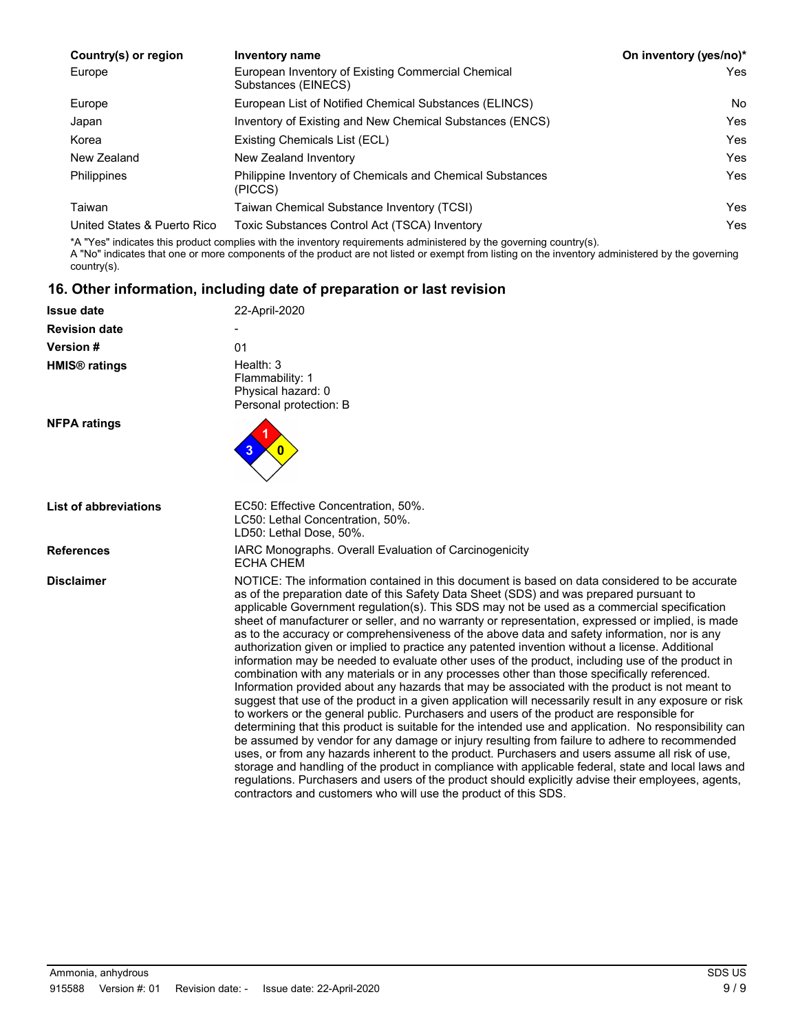| Country(s) or region | Inventory name | On inventory (yes/no)* |
|---|---|---|
| Europe | European Inventory of Existing Commercial Chemical Substances (EINECS) | Yes |
| Europe | European List of Notified Chemical Substances (ELINCS) | No |
| Japan | Inventory of Existing and New Chemical Substances (ENCS) | Yes |
| Korea | Existing Chemicals List (ECL) | Yes |
| New Zealand | New Zealand Inventory | Yes |
| Philippines | Philippine Inventory of Chemicals and Chemical Substances (PICCS) | Yes |
| Taiwan | Taiwan Chemical Substance Inventory (TCSI) | Yes |
| United States & Puerto Rico | Toxic Substances Control Act (TSCA) Inventory | Yes |

*A "Yes" indicates this product complies with the inventory requirements administered by the governing country(s).
A "No" indicates that one or more components of the product are not listed or exempt from listing on the inventory administered by the governing country(s).

## 16. Other information, including date of preparation or last revision

**Issue date** 22-April-2020

**Revision date** -

**Version #** 01

**HMIS® ratings**
Health: 3
Flammability: 1
Physical hazard: 0
Personal protection: B

**NFPA ratings**

1
3 0

**List of abbreviations**
EC50: Effective Concentration, 50%.
LC50: Lethal Concentration, 50%.
LD50: Lethal Dose, 50%.

**References**
IARC Monographs. Overall Evaluation of Carcinogenicity
ECHA CHEM

**Disclaimer**
NOTICE: The information contained in this document is based on data considered to be accurate as of the preparation date of this Safety Data Sheet (SDS) and was prepared pursuant to applicable Government regulation(s). This SDS may not be used as a commercial specification sheet of manufacturer or seller, and no warranty or representation, expressed or implied, is made as to the accuracy or comprehensiveness of the above data and safety information, nor is any authorization given or implied to practice any patented invention without a license. Additional information may be needed to evaluate other uses of the product, including use of the product in combination with any materials or in any processes other than those specifically referenced. Information provided about any hazards that may be associated with the product is not meant to suggest that use of the product in a given application will necessarily result in any exposure or risk to workers or the general public. Purchasers and users of the product are responsible for determining that this product is suitable for the intended use and application. No responsibility can be assumed by vendor for any damage or injury resulting from failure to adhere to recommended uses, or from any hazards inherent to the product. Purchasers and users assume all risk of use, storage and handling of the product in compliance with applicable federal, state and local laws and regulations. Purchasers and users of the product should explicitly advise their employees, agents, contractors and customers who will use the product of this SDS.